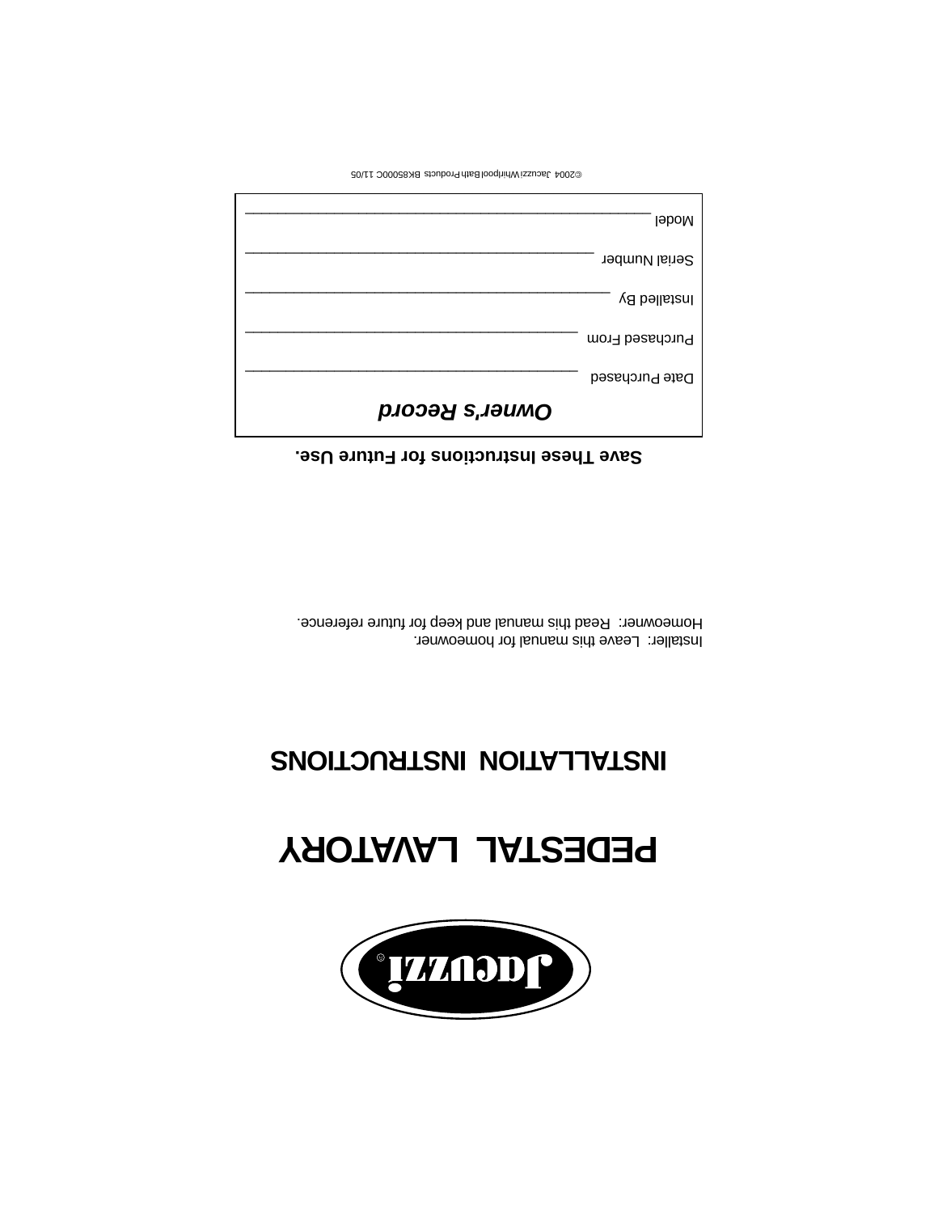Jacuzzi®

# PEDESTAL LAVATORY

## INSTALLATION INSTRUCTIONS

Installer: Leave this manual for homeowner.
Homeowner: Read this manual and keep for future reference.

**Save These Instructions for Future Use.**

***Owner's Record***

Date Purchased ______________________________

Purchased From ______________________________

Installed By ______________________________

Serial Number ______________________________

Model ______________________________

©2004 Jacuzzi Whirlpool Bath Products BK85000C 11/05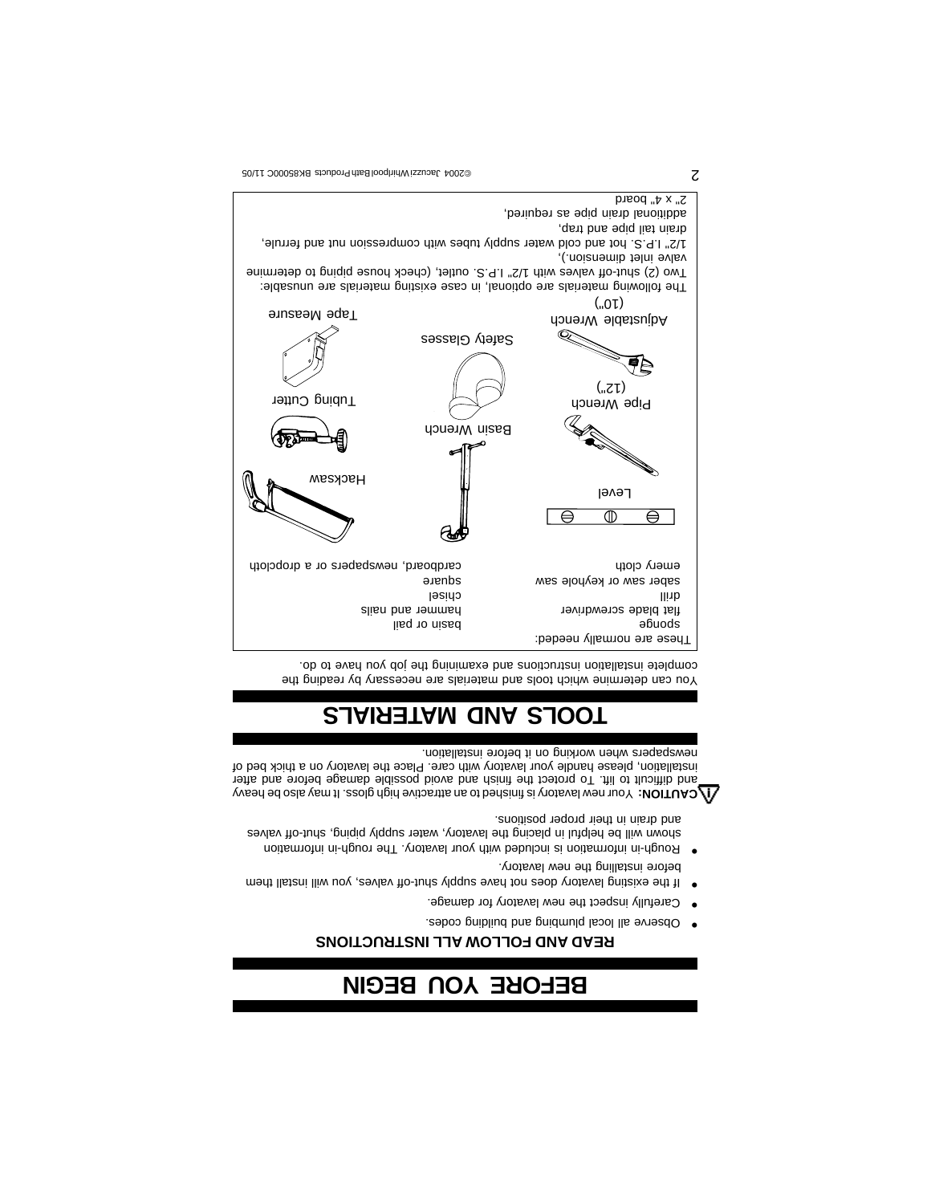# BEFORE YOU BEGIN

### READ AND FOLLOW ALL INSTRUCTIONS

- Observe all local plumbing and building codes.
- Carefully inspect the new lavatory for damage.
- If the existing lavatory does not have supply shut-off valves, you will install them before installing the new lavatory.
- Rough-in information is included with your lavatory. The rough-in information shown will be helpful in placing the lavatory, water supply piping, shut-off valves and drain in their proper positions.

**CAUTION:** Your new lavatory is finished to an attractive high gloss. It may also be heavy and difficult to lift. To protect the finish and avoid possible damage before and after installation, please handle your lavatory with care. Place the lavatory on a thick bed of newspapers when working on it before installation.

# TOOLS AND MATERIALS

You can determine which tools and materials are necessary by reading the complete installation instructions and examining the job you have to do.

These are normally needed:

| | |
|---|---|
| sponge | basin or pail |
| flat blade screwdriver | hammer and nails |
| drill | chisel |
| saber saw or keyhole saw | square |
| emery cloth | cardboard, newspapers or a dropcloth |

Level, Hacksaw, Pipe Wrench (12"), Basin Wrench, Tubing Cutter, Adjustable Wrench (10"), Safety Glasses, Tape Measure

The following materials are optional, in case existing materials are unusable:
Two (2) shut-off valves with 1/2" I.P.S. outlet, (check house piping to determine valve inlet dimension.),
1/2" I.P.S. hot and cold water supply tubes with compression nut and ferrule,
drain tail pipe and trap,
additional drain pipe as required,
2" x 4" board

©2004 Jacuzzi Whirlpool Bath Products BK85000C 11/05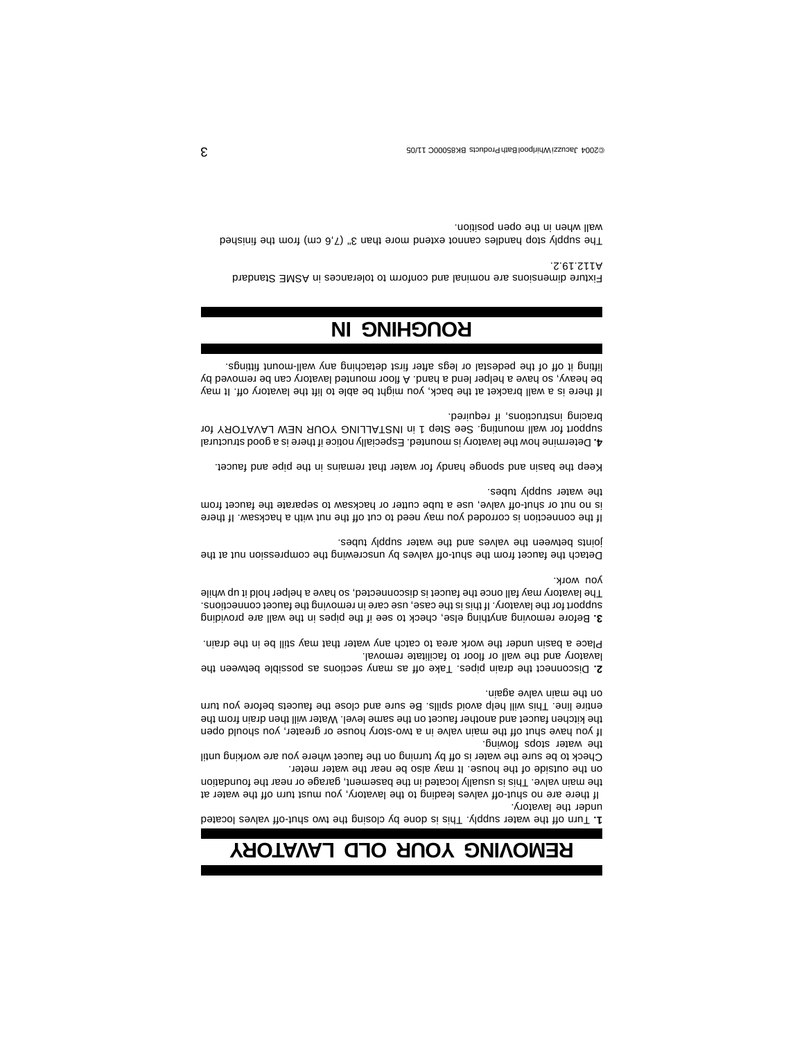# REMOVING YOUR OLD LAVATORY

**1.** Turn off the water supply. This is done by closing the two shut-off valves located under the lavatory.

If there are no shut-off valves leading to the lavatory, you must turn off the water at the main valve. This is usually located in the basement, garage or near the foundation on the outside of the house. It may also be near the water meter.

Check to be sure the water is off by turning on the faucet where you are working until the water stops flowing.

If you have shut off the main valve in a two-story house or greater, you should open the kitchen faucet and another faucet on the same level. Water will then drain from the entire line. This will help avoid spills. Be sure and close the faucets before you turn on the main valve again.

**2.** Disconnect the drain pipes. Take off as many sections as possible between the lavatory and the wall or floor to facilitate removal.

Place a basin under the work area to catch any water that may still be in the drain.

**3.** Before removing anything else, check to see if the pipes in the wall are providing support for the lavatory. If this is the case, use care in removing the faucet connections. The lavatory may fall once the faucet is disconnected, so have a helper hold it up while you work.

Detach the faucet from the shut-off valves by unscrewing the compression nut at the joints between the valves and the water supply tubes.

If the connection is corroded you may need to cut off the nut with a hacksaw. If there is no nut or shut-off valve, use a tube cutter or hacksaw to separate the faucet from the water supply tubes.

Keep the basin and sponge handy for water that remains in the pipe and faucet.

**4.** Determine how the lavatory is mounted. Especially notice if there is a good structural support for wall mounting. See Step 1 in INSTALLING YOUR NEW LAVATORY for bracing instructions, if required.

If there is a wall bracket at the back, you might be able to lift the lavatory off. It may be heavy, so have a helper lend a hand. A floor mounted lavatory can be removed by lifting it off of the pedestal or legs after first detaching any wall-mount fittings.

# ROUGHING IN

Fixture dimensions are nominal and conform to tolerances in ASME Standard A112.19.2.

The supply stop handles cannot extend more than 3" (7,6 cm) from the finished wall when in the open position.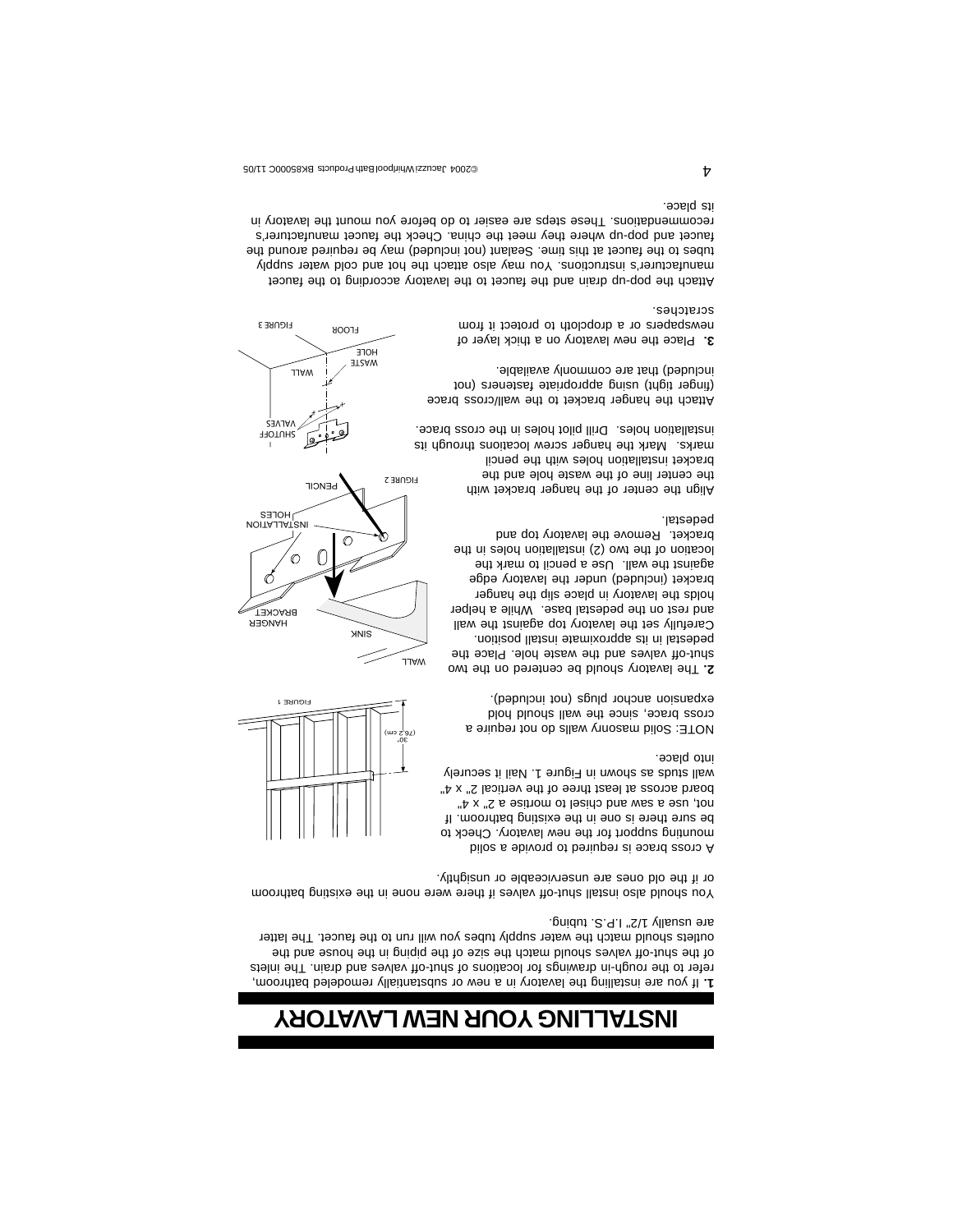# INSTALLING YOUR NEW LAVATORY

**1.** If you are installing the lavatory in a new or substantially remodeled bathroom, refer to the rough-in drawings for locations of shut-off valves and drain. The inlets of the shut-off valves should match the size of the piping in the house and the outlets should match the water supply tubes you will run to the faucet. The latter are usually 1/2" I.P.S. tubing.

You should also install shut-off valves if there were none in the existing bathroom or if the old ones are unserviceable or unsightly.

A cross brace is required to provide a solid mounting support for the new lavatory. Check to be sure there is one in the existing bathroom. If not, use a saw and chisel to mortise a 2" x 4" board across at least three of the vertical 2" x 4" wall studs as shown in Figure 1. Nail it securely into place.

NOTE: Solid masonry walls do not require a cross brace, since the wall should hold expansion anchor plugs (not included).

30" (76.2 cm)

FIGURE 1

**2.** The lavatory should be centered on the two shut-off valves and the waste hole. Place the pedestal in its approximate install position. Carefully set the lavatory top against the wall and rest on the pedestal base. While a helper holds the lavatory in place slip the hanger bracket (included) under the lavatory edge against the wall. Use a pencil to mark the location of the two (2) installation holes in the bracket. Remove the lavatory top and pedestal.

WALL

SINK

HANGER BRACKET

INSTALLATION HOLES

PENCIL

FIGURE 2

Align the center of the hanger bracket with the center line of the waste hole and the bracket installation holes with the pencil marks. Mark the hanger screw locations through its installation holes. Drill pilot holes in the cross brace.

Attach the hanger bracket to the wall/cross brace (finger tight) using appropriate fasteners (not included) that are commonly available.

SHUTOFF VALVES

WASTE HOLE

WALL

FLOOR

FIGURE 3

**3.** Place the new lavatory on a thick layer of newspapers or a dropcloth to protect it from scratches.

Attach the pop-up drain and the faucet to the lavatory according to the faucet manufacturer's instructions. You may also attach the hot and cold water supply tubes to the faucet at this time. Sealant (not included) may be required around the faucet and pop-up where they meet the china. Check the faucet manufacturer's recommendations. These steps are easier to do before you mount the lavatory in its place.

©2004 Jacuzzi Whirlpool Bath Products BK85000C 11/05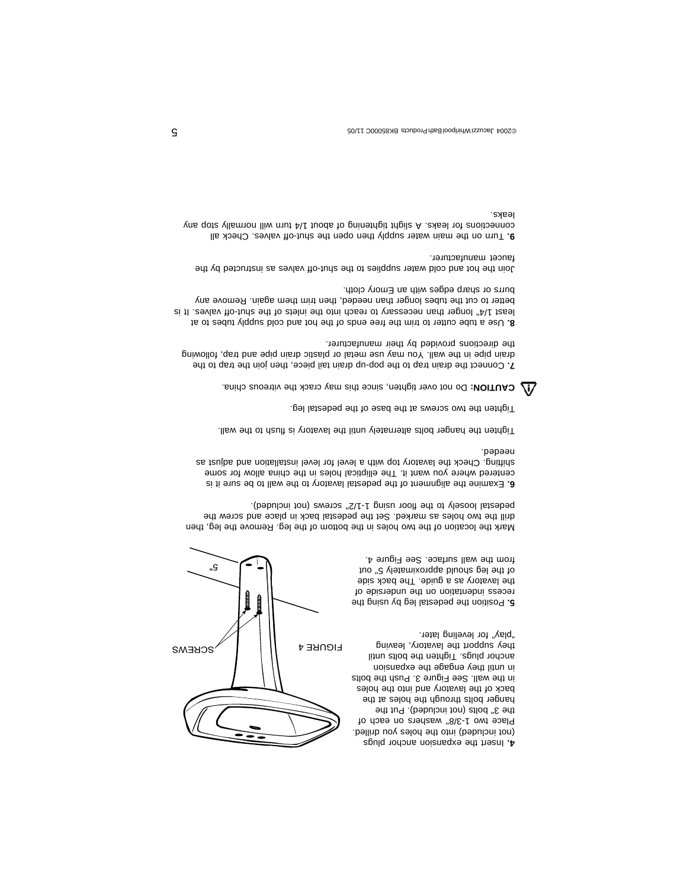**4.** Insert the expansion anchor plugs (not included) into the holes you drilled. Place two 1-3/8" washers on each of the 3" bolts (not included). Put the hanger bolts through the holes at the back of the lavatory and into the holes in the wall. See Figure 3. Push the bolts in until they engage the expansion anchor plugs. Tighten the bolts until they support the lavatory, leaving "play" for leveling later.

**5.** Position the pedestal leg by using the recess indentation on the underside of the lavatory as a guide. The back side of the leg should approximately 5" out from the wall surface. See Figure 4.

FIGURE 4

SCREWS

5"

Mark the location of the two holes in the bottom of the leg. Remove the leg, then drill the two holes as marked. Set the pedestal back in place and screw the pedestal loosely to the floor using 1-1/2" screws (not included).

**6.** Examine the alignment of the pedestal lavatory to the wall to be sure it is centered where you want it. The elliptical holes in the china allow for some shifting. Check the lavatory top with a level for level installation and adjust as needed.

Tighten the hanger bolts alternately until the lavatory is flush to the wall.

Tighten the two screws at the base of the pedestal leg.

**CAUTION:** Do not over tighten, since this may crack the vitreous china.

**7.** Connect the drain trap to the pop-up drain tail piece, then join the trap to the drain pipe in the wall. You may use metal or plastic drain pipe and trap, following the directions provided by their manufacturer.

**8.** Use a tube cutter to trim the free ends of the hot and cold supply tubes to at least 1/4" longer than necessary to reach into the inlets of the shut-off valves. It is better to cut the tubes longer than needed, then trim them again. Remove any burrs or sharp edges with an Emory cloth.

Join the hot and cold water supplies to the shut-off valves as instructed by the faucet manufacturer.

**9.** Turn on the main water supply then open the shut-off valves. Check all connections for leaks. A slight tightening of about 1/4 turn will normally stop any leaks.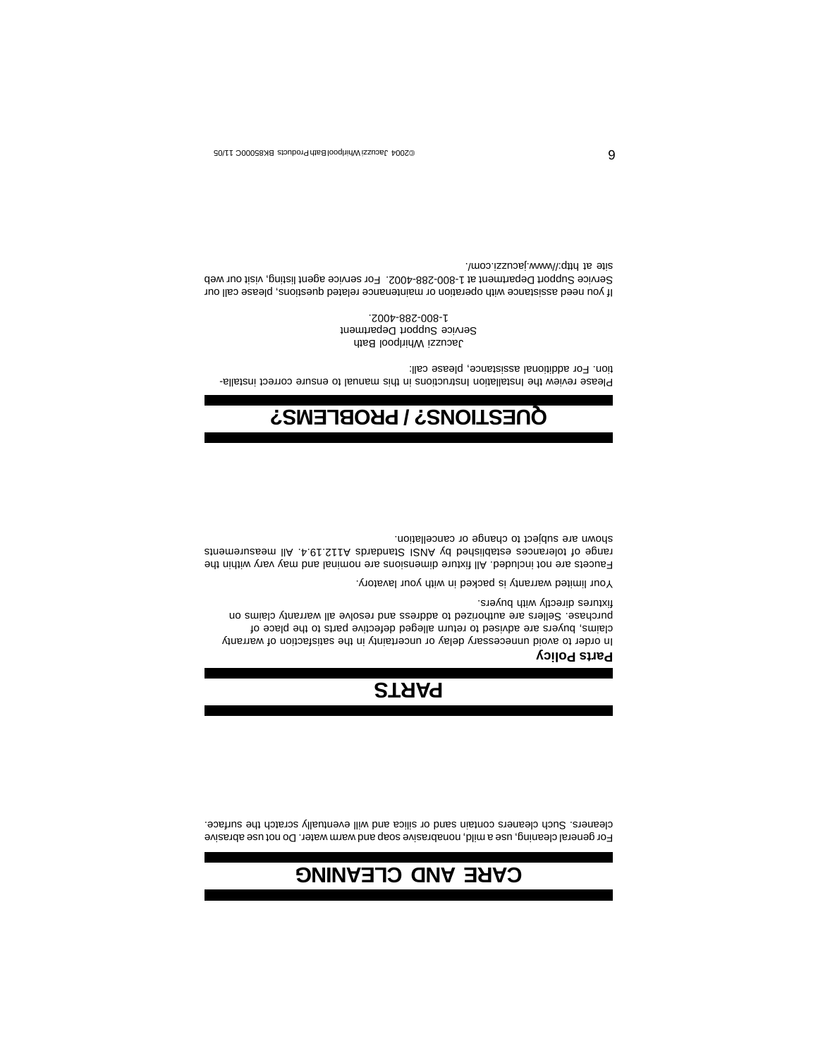# CARE AND CLEANING

For general cleaning, use a mild, nonabrasive soap and warm water. Do not use abrasive cleaners. Such cleaners contain sand or silica and will eventually scratch the surface.

# PARTS

**Parts Policy**

In order to avoid unnecessary delay or uncertainty in the satisfaction of warranty claims, buyers are advised to return alleged defective parts to the place of purchase. Sellers are authorized to address and resolve all warranty claims on fixtures directly with buyers.

Your limited warranty is packed in with your lavatory.

Faucets are not included. All fixture dimensions are nominal and may vary within the range of tolerances established by ANSI Standards A112.19.4. All measurements shown are subject to change or cancellation.

# QUESTIONS? / PROBLEMS?

Please review the Installation Instructions in this manual to ensure correct installation. For additional assistance, please call:

Jacuzzi Whirlpool Bath
Service Support Department
1-800-288-4002.

If you need assistance with operation or maintenance related questions, please call our Service Support Department at 1-800-288-4002. For service agent listing, visit our web site at http://www.jacuzzi.com/.

©2004 Jacuzzi Whirlpool Bath Products BK85000C 11/05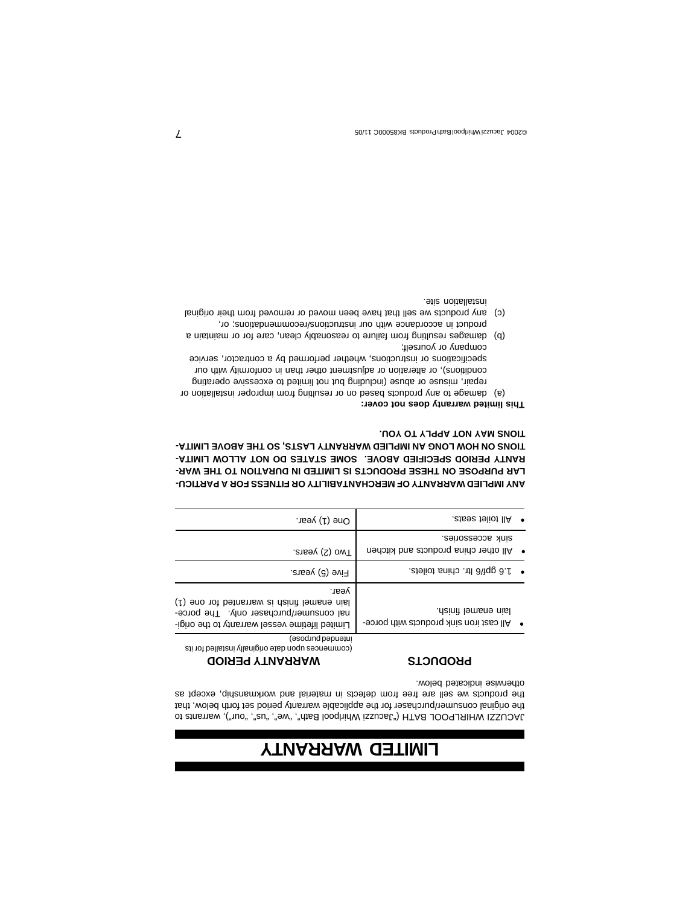# LIMITED WARRANTY

JACUZZI WHIRLPOOL BATH ("Jacuzzi Whirlpool Bath", "we", "us", "our"), warrants to the original consumer/purchaser for the applicable warranty period set forth below, that the products we sell are free from defects in material and workmanship, except as otherwise indicated below.

| PRODUCTS | WARRANTY PERIOD (commences upon date originally installed for its intended purpose) |
|---|---|
| • All cast iron sink products with porcelain enamel finish. | Limited lifetime vessel warranty to the original consumer/purchaser only. The porcelain enamel finish is warranted for one (1) year. |
| • 1.6 gpf/6 ltr. china toilets. | Five (5) years. |
| • All other china products and kitchen sink accessories. | Two (2) years. |
| • All toilet seats. | One (1) year. |

**ANY IMPLIED WARRANTY OF MERCHANTABILITY OR FITNESS FOR A PARTICULAR PURPOSE ON THESE PRODUCTS IS LIMITED IN DURATION TO THE WARRANTY PERIOD SPECIFIED ABOVE. SOME STATES DO NOT ALLOW LIMITATIONS ON HOW LONG AN IMPLIED WARRANTY LASTS, SO THE ABOVE LIMITATIONS MAY NOT APPLY TO YOU.**

**This limited warranty does not cover:**

(a) damage to any products based on or resulting from improper installation or repair, misuse or abuse (including but not limited to excessive operating conditions), or alteration or adjustment other than in conformity with our specifications or instructions, whether performed by a contractor, service company or yourself;

(b) damages resulting from failure to reasonably clean, care for or maintain a product in accordance with our instructions/recommendations; or,

(c) any products we sell that have been moved or removed from their original installation site.

©2004 Jacuzzi Whirlpool Bath Products BK85000C 11/05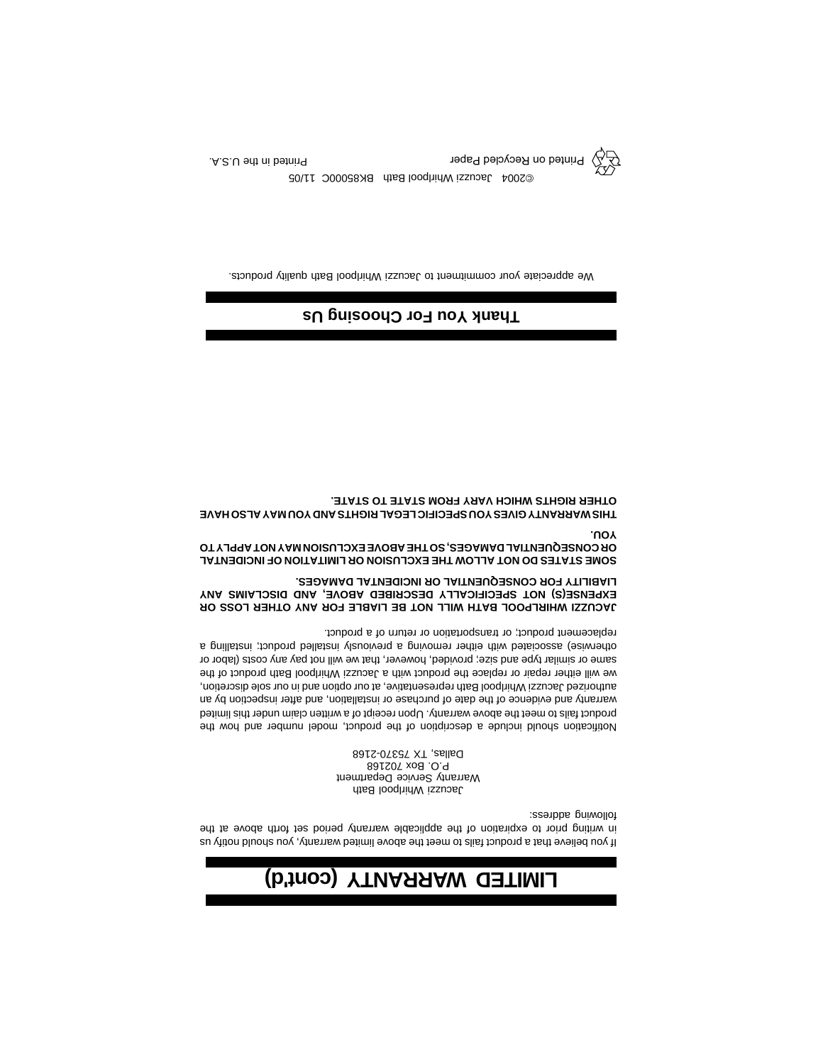# LIMITED WARRANTY (cont'd)

If you believe that a product fails to meet the above limited warranty, you should notify us in writing prior to expiration of the applicable warranty period set forth above at the following address:

Jacuzzi Whirlpool Bath
Warranty Service Department
P.O. Box 702168
Dallas, TX 75370-2168

Notification should include a description of the product, model number and how the product fails to meet the above warranty. Upon receipt of a written claim under this limited warranty and evidence of the date of purchase or installation, and after inspection by an authorized Jacuzzi Whirlpool Bath representative, at our option and in our sole discretion, we will either repair or replace the product with a Jacuzzi Whirlpool Bath product of the same or similar type and size; provided, however, that we will not pay any costs (labor or otherwise) associated with either removing a previously installed product; installing a replacement product; or transportation or return of a product.

**JACUZZI WHIRLPOOL BATH WILL NOT BE LIABLE FOR ANY OTHER LOSS OR EXPENSE(S) NOT SPECIFICALLY DESCRIBED ABOVE, AND DISCLAIMS ANY LIABILITY FOR CONSEQUENTIAL OR INCIDENTAL DAMAGES.**

**SOME STATES DO NOT ALLOW THE EXCLUSION OR LIMITATION OF INCIDENTAL OR CONSEQUENTIAL DAMAGES, SO THE ABOVE EXCLUSION MAY NOT APPLY TO YOU.**

**THIS WARRANTY GIVES YOU SPECIFIC LEGAL RIGHTS AND YOU MAY ALSO HAVE OTHER RIGHTS WHICH VARY FROM STATE TO STATE.**

## Thank You For Choosing Us

We appreciate your commitment to Jacuzzi Whirlpool Bath quality products.

©2004 Jacuzzi Whirlpool Bath BK85000C 11/05

Printed on Recycled Paper Printed in the U.S.A.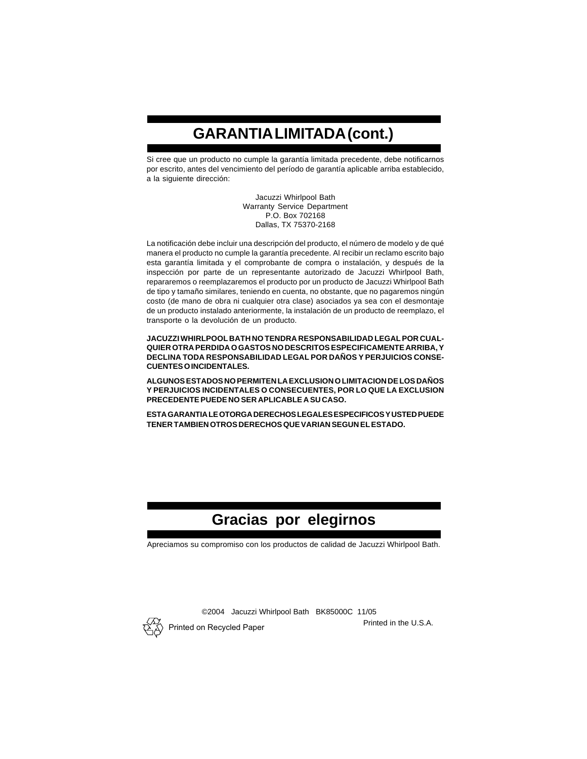## GARANTIA LIMITADA (cont.)

Si cree que un producto no cumple la garantía limitada precedente, debe notificarnos por escrito, antes del vencimiento del período de garantía aplicable arriba establecido, a la siguiente dirección:

Jacuzzi Whirlpool Bath
Warranty Service Department
P.O. Box 702168
Dallas, TX 75370-2168

La notificación debe incluir una descripción del producto, el número de modelo y de qué manera el producto no cumple la garantía precedente. Al recibir un reclamo escrito bajo esta garantía limitada y el comprobante de compra o instalación, y después de la inspección por parte de un representante autorizado de Jacuzzi Whirlpool Bath, repararemos o reemplazaremos el producto por un producto de Jacuzzi Whirlpool Bath de tipo y tamaño similares, teniendo en cuenta, no obstante, que no pagaremos ningún costo (de mano de obra ni cualquier otra clase) asociados ya sea con el desmontaje de un producto instalado anteriormente, la instalación de un producto de reemplazo, el transporte o la devolución de un producto.

**JACUZZI WHIRLPOOL BATH NO TENDRA RESPONSABILIDAD LEGAL POR CUALQUIER OTRA PERDIDA O GASTOS NO DESCRITOS ESPECIFICAMENTE ARRIBA, Y DECLINA TODA RESPONSABILIDAD LEGAL POR DAÑOS Y PERJUICIOS CONSECUENTES O INCIDENTALES.**

**ALGUNOS ESTADOS NO PERMITEN LA EXCLUSION O LIMITACION DE LOS DAÑOS Y PERJUICIOS INCIDENTALES O CONSECUENTES, POR LO QUE LA EXCLUSION PRECEDENTE PUEDE NO SER APLICABLE A SU CASO.**

**ESTA GARANTIA LE OTORGA DERECHOS LEGALES ESPECIFICOS Y USTED PUEDE TENER TAMBIEN OTROS DERECHOS QUE VARIAN SEGUN EL ESTADO.**

## Gracias por elegirnos

Apreciamos su compromiso con los productos de calidad de Jacuzzi Whirlpool Bath.

©2004 Jacuzzi Whirlpool Bath BK85000C 11/05

Printed on Recycled Paper

Printed in the U.S.A.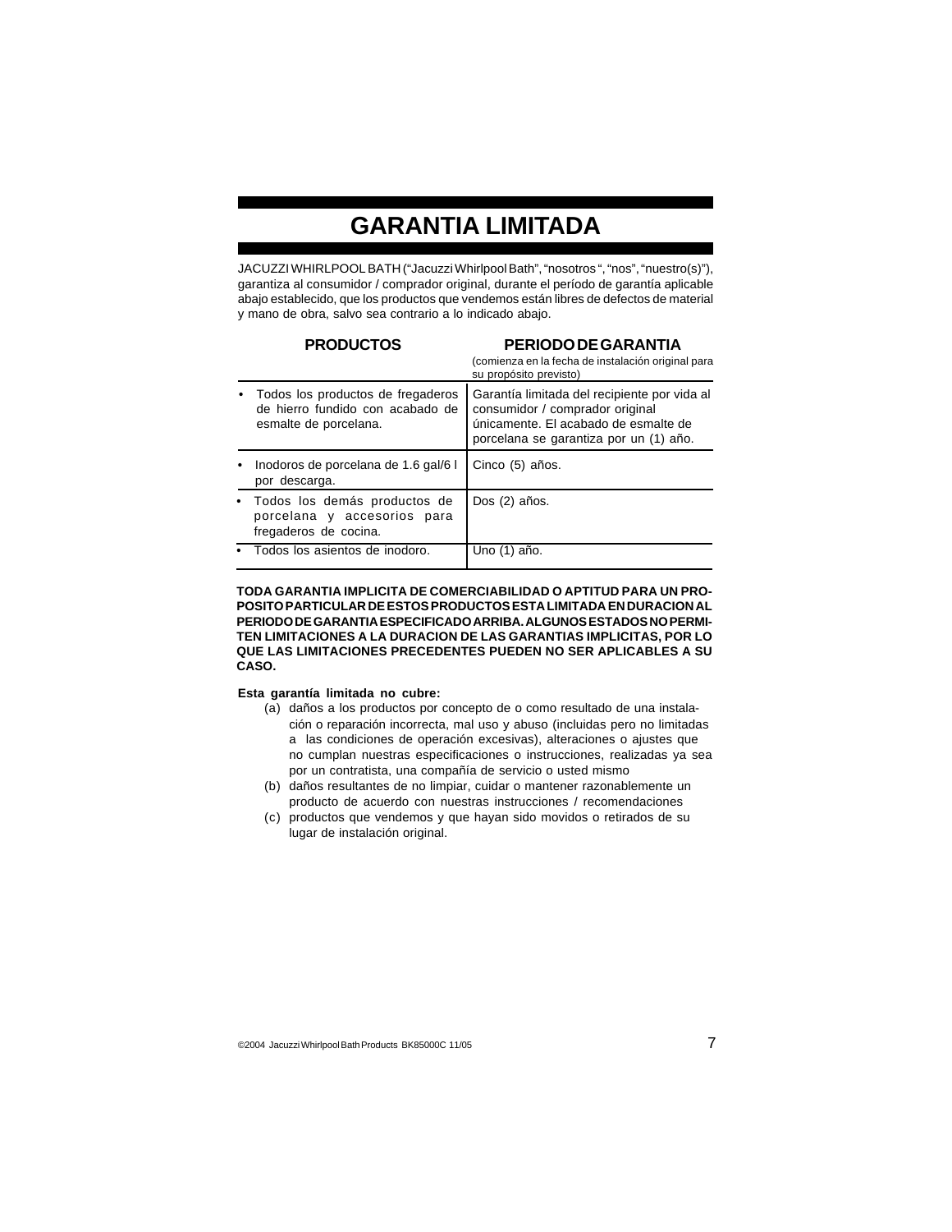# GARANTIA LIMITADA

JACUZZI WHIRLPOOL BATH ("Jacuzzi Whirlpool Bath", "nosotros ", "nos", "nuestro(s)"), garantiza al consumidor / comprador original, durante el período de garantía aplicable abajo establecido, que los productos que vendemos están libres de defectos de material y mano de obra, salvo sea contrario a lo indicado abajo.

| PRODUCTOS | PERIODO DE GARANTIA (comienza en la fecha de instalación original para su propósito previsto) |
|---|---|
| • Todos los productos de fregaderos de hierro fundido con acabado de esmalte de porcelana. | Garantía limitada del recipiente por vida al consumidor / comprador original únicamente. El acabado de esmalte de porcelana se garantiza por un (1) año. |
| • Inodoros de porcelana de 1.6 gal/6 l por descarga. | Cinco (5) años. |
| • Todos los demás productos de porcelana y accesorios para fregaderos de cocina. | Dos (2) años. |
| • Todos los asientos de inodoro. | Uno (1) año. |

**TODA GARANTIA IMPLICITA DE COMERCIABILIDAD O APTITUD PARA UN PROPOSITO PARTICULAR DE ESTOS PRODUCTOS ESTA LIMITADA EN DURACION AL PERIODO DE GARANTIA ESPECIFICADO ARRIBA. ALGUNOS ESTADOS NO PERMITEN LIMITACIONES A LA DURACION DE LAS GARANTIAS IMPLICITAS, POR LO QUE LAS LIMITACIONES PRECEDENTES PUEDEN NO SER APLICABLES A SU CASO.**

**Esta garantía limitada no cubre:**

(a) daños a los productos por concepto de o como resultado de una instalación o reparación incorrecta, mal uso y abuso (incluidas pero no limitadas a las condiciones de operación excesivas), alteraciones o ajustes que no cumplan nuestras especificaciones o instrucciones, realizadas ya sea por un contratista, una compañía de servicio o usted mismo

(b) daños resultantes de no limpiar, cuidar o mantener razonablemente un producto de acuerdo con nuestras instrucciones / recomendaciones

(c) productos que vendemos y que hayan sido movidos o retirados de su lugar de instalación original.

©2004 Jacuzzi Whirlpool Bath Products BK85000C 11/05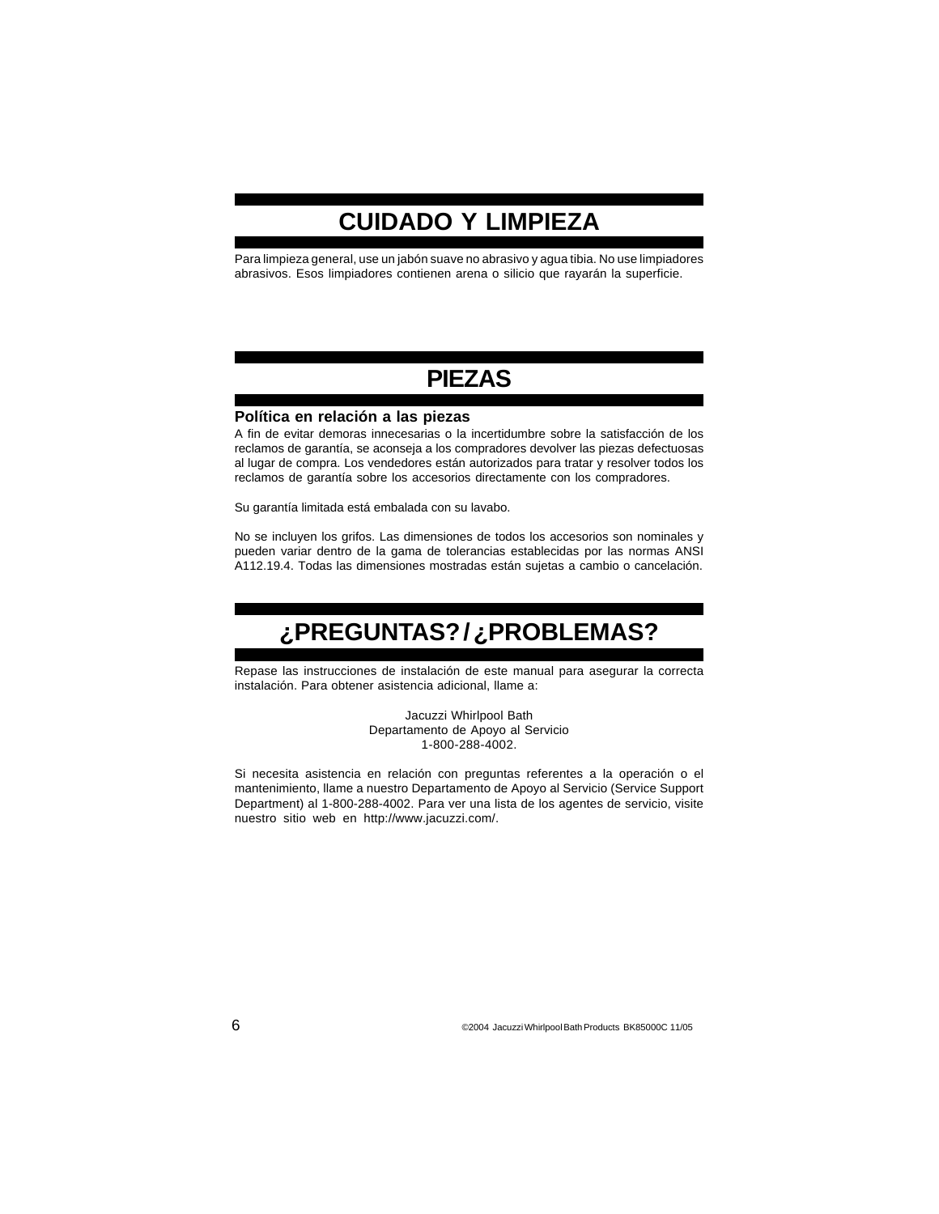# CUIDADO Y LIMPIEZA

Para limpieza general, use un jabón suave no abrasivo y agua tibia. No use limpiadores abrasivos. Esos limpiadores contienen arena o silicio que rayarán la superficie.

# PIEZAS

### Política en relación a las piezas

A fin de evitar demoras innecesarias o la incertidumbre sobre la satisfacción de los reclamos de garantía, se aconseja a los compradores devolver las piezas defectuosas al lugar de compra. Los vendedores están autorizados para tratar y resolver todos los reclamos de garantía sobre los accesorios directamente con los compradores.

Su garantía limitada está embalada con su lavabo.

No se incluyen los grifos. Las dimensiones de todos los accesorios son nominales y pueden variar dentro de la gama de tolerancias establecidas por las normas ANSI A112.19.4. Todas las dimensiones mostradas están sujetas a cambio o cancelación.

# ¿PREGUNTAS? / ¿PROBLEMAS?

Repase las instrucciones de instalación de este manual para asegurar la correcta instalación. Para obtener asistencia adicional, llame a:

Jacuzzi Whirlpool Bath
Departamento de Apoyo al Servicio
1-800-288-4002.

Si necesita asistencia en relación con preguntas referentes a la operación o el mantenimiento, llame a nuestro Departamento de Apoyo al Servicio (Service Support Department) al 1-800-288-4002. Para ver una lista de los agentes de servicio, visite nuestro sitio web en http://www.jacuzzi.com/.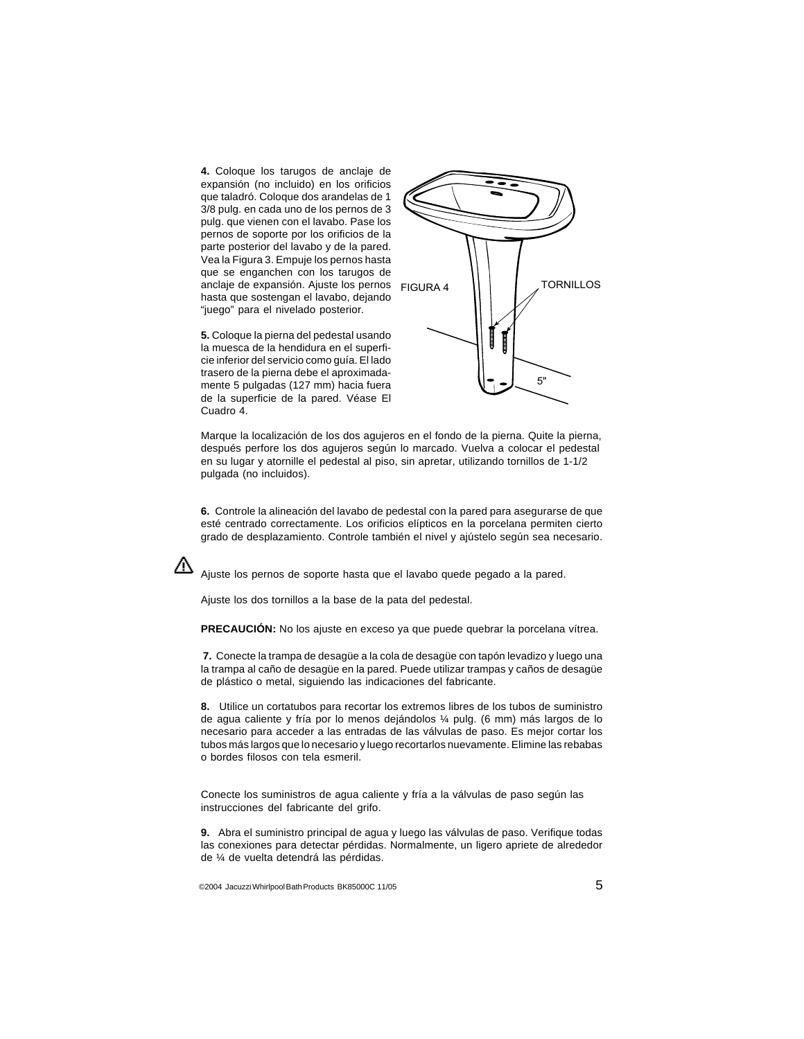**4.** Coloque los tarugos de anclaje de expansión (no incluido) en los orificios que taladró. Coloque dos arandelas de 1 3/8 pulg. en cada uno de los pernos de 3 pulg. que vienen con el lavabo. Pase los pernos de soporte por los orificios de la parte posterior del lavabo y de la pared. Vea la Figura 3. Empuje los pernos hasta que se enganchen con los tarugos de anclaje de expansión. Ajuste los pernos hasta que sostengan el lavabo, dejando "juego" para el nivelado posterior.

**5.** Coloque la pierna del pedestal usando la muesca de la hendidura en el superficie inferior del servicio como guía. El lado trasero de la pierna debe el aproximadamente 5 pulgadas (127 mm) hacia fuera de la superficie de la pared. Véase El Cuadro 4.

FIGURA 4

TORNILLOS

5"

Marque la localización de los dos agujeros en el fondo de la pierna. Quite la pierna, después perfore los dos agujeros según lo marcado. Vuelva a colocar el pedestal en su lugar y atornille el pedestal al piso, sin apretar, utilizando tornillos de 1-1/2 pulgada (no incluidos).

**6.** Controle la alineación del lavabo de pedestal con la pared para asegurarse de que esté centrado correctamente. Los orificios elípticos en la porcelana permiten cierto grado de desplazamiento. Controle también el nivel y ajústelo según sea necesario.

⚠ Ajuste los pernos de soporte hasta que el lavabo quede pegado a la pared.

Ajuste los dos tornillos a la base de la pata del pedestal.

**PRECAUCIÓN:** No los ajuste en exceso ya que puede quebrar la porcelana vítrea.

**7.** Conecte la trampa de desagüe a la cola de desagüe con tapón levadizo y luego una la trampa al caño de desagüe en la pared. Puede utilizar trampas y caños de desagüe de plástico o metal, siguiendo las indicaciones del fabricante.

**8.** Utilice un cortatubos para recortar los extremos libres de los tubos de suministro de agua caliente y fría por lo menos dejándolos ¼ pulg. (6 mm) más largos de lo necesario para acceder a las entradas de las válvulas de paso. Es mejor cortar los tubos más largos que lo necesario y luego recortarlos nuevamente. Elimine las rebabas o bordes filosos con tela esmeril.

Conecte los suministros de agua caliente y fría a la válvulas de paso según las instrucciones del fabricante del grifo.

**9.** Abra el suministro principal de agua y luego las válvulas de paso. Verifique todas las conexiones para detectar pérdidas. Normalmente, un ligero apriete de alrededor de ¼ de vuelta detendrá las pérdidas.

©2004 Jacuzzi Whirlpool Bath Products BK85000C 11/05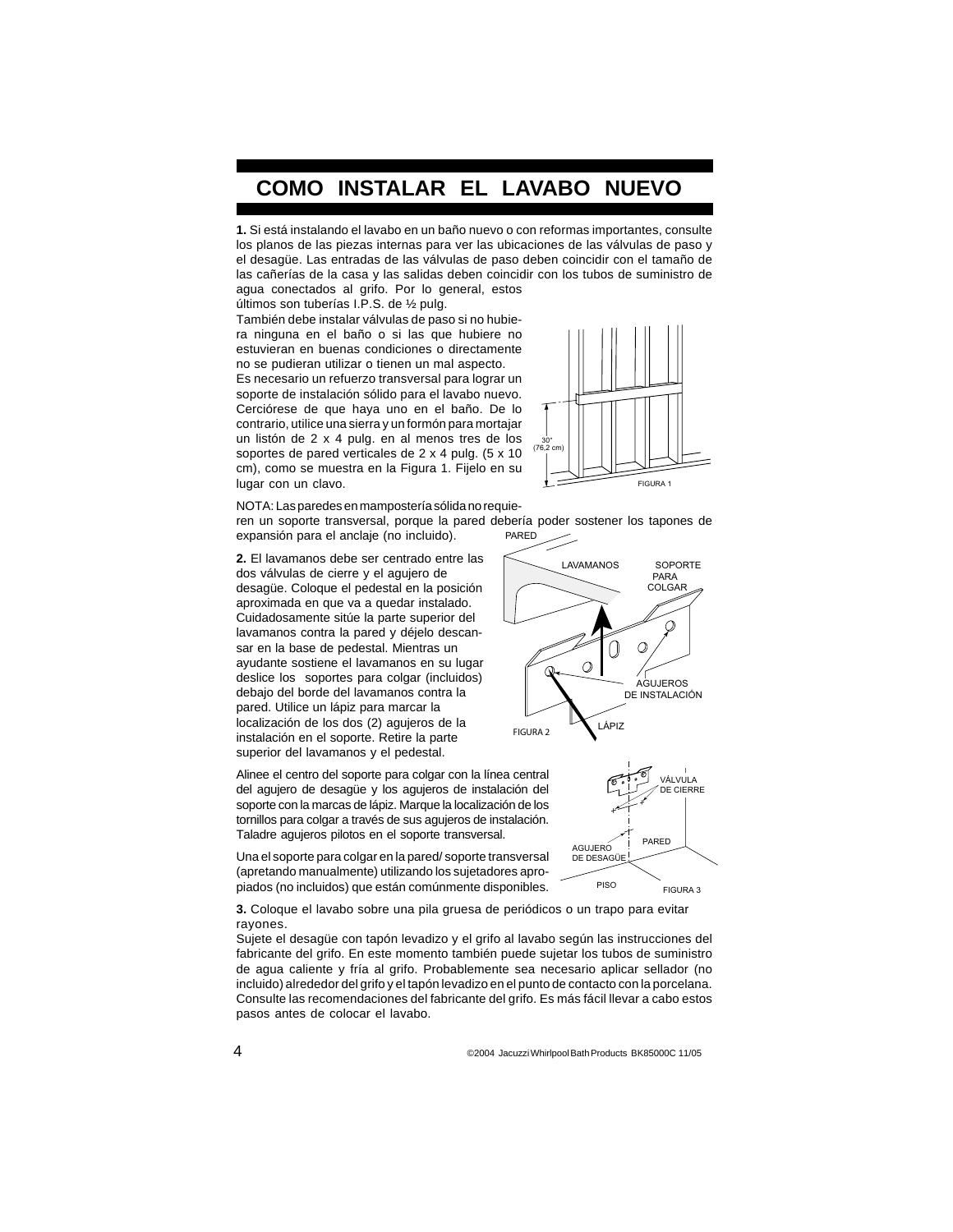# COMO INSTALAR EL LAVABO NUEVO

**1.** Si está instalando el lavabo en un baño nuevo o con reformas importantes, consulte los planos de las piezas internas para ver las ubicaciones de las válvulas de paso y el desagüe. Las entradas de las válvulas de paso deben coincidir con el tamaño de las cañerías de la casa y las salidas deben coincidir con los tubos de suministro de agua conectados al grifo. Por lo general, estos últimos son tuberías I.P.S. de ½ pulg.

También debe instalar válvulas de paso si no hubiera ninguna en el baño o si las que hubiere no estuvieran en buenas condiciones o directamente no se pudieran utilizar o tienen un mal aspecto.

Es necesario un refuerzo transversal para lograr un soporte de instalación sólido para el lavabo nuevo. Cerciórese de que haya uno en el baño. De lo contrario, utilice una sierra y un formón para mortajar un listón de 2 x 4 pulg. en al menos tres de los soportes de pared verticales de 2 x 4 pulg. (5 x 10 cm), como se muestra en la Figura 1. Fíjelo en su lugar con un clavo.

30" (76,2 cm)

FIGURA 1

NOTA: Las paredes en mampostería sólida no requieren un soporte transversal, porque la pared debería poder sostener los tapones de expansión para el anclaje (no incluido).

**2.** El lavamanos debe ser centrado entre las dos válvulas de cierre y el agujero de desagüe. Coloque el pedestal en la posición aproximada en que va a quedar instalado. Cuidadosamente sitúe la parte superior del lavamanos contra la pared y déjelo descansar en la base de pedestal. Mientras un ayudante sostiene el lavamanos en su lugar deslice los soportes para colgar (incluidos) debajo del borde del lavamanos contra la pared. Utilice un lápiz para marcar la localización de los dos (2) agujeros de la instalación en el soporte. Retire la parte superior del lavamanos y el pedestal.

PARED, LAVAMANOS, SOPORTE PARA COLGAR, AGUJEROS DE INSTALACIÓN, LÁPIZ

FIGURA 2

Alinee el centro del soporte para colgar con la línea central del agujero de desagüe y los agujeros de instalación del soporte con la marcas de lápiz. Marque la localización de los tornillos para colgar a través de sus agujeros de instalación. Taladre agujeros pilotos en el soporte transversal.

Una el soporte para colgar en la pared/ soporte transversal (apretando manualmente) utilizando los sujetadores apropiados (no incluidos) que están comúnmente disponibles.

VÁLVULA DE CIERRE, PARED, AGUJERO DE DESAGÜE, PISO

FIGURA 3

**3.** Coloque el lavabo sobre una pila gruesa de periódicos o un trapo para evitar rayones.

Sujete el desagüe con tapón levadizo y el grifo al lavabo según las instrucciones del fabricante del grifo. En este momento también puede sujetar los tubos de suministro de agua caliente y fría al grifo. Probablemente sea necesario aplicar sellador (no incluido) alrededor del grifo y el tapón levadizo en el punto de contacto con la porcelana. Consulte las recomendaciones del fabricante del grifo. Es más fácil llevar a cabo estos pasos antes de colocar el lavabo.

©2004 Jacuzzi Whirlpool Bath Products BK85000C 11/05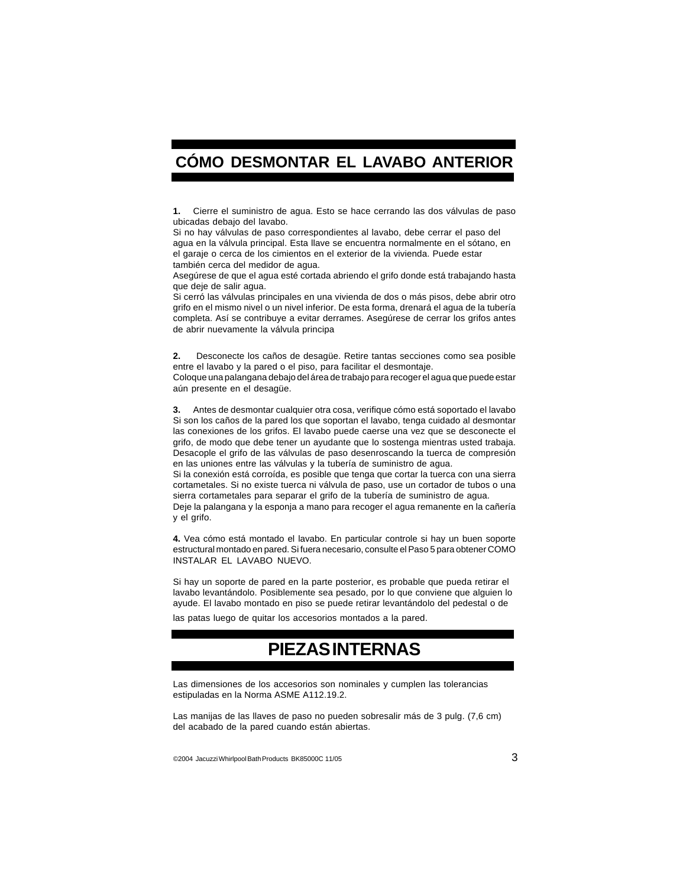## CÓMO DESMONTAR EL LAVABO ANTERIOR

**1.** Cierre el suministro de agua. Esto se hace cerrando las dos válvulas de paso ubicadas debajo del lavabo.
Si no hay válvulas de paso correspondientes al lavabo, debe cerrar el paso del agua en la válvula principal. Esta llave se encuentra normalmente en el sótano, en el garaje o cerca de los cimientos en el exterior de la vivienda. Puede estar también cerca del medidor de agua.
Asegúrese de que el agua esté cortada abriendo el grifo donde está trabajando hasta que deje de salir agua.
Si cerró las válvulas principales en una vivienda de dos o más pisos, debe abrir otro grifo en el mismo nivel o un nivel inferior. De esta forma, drenará el agua de la tubería completa. Así se contribuye a evitar derrames. Asegúrese de cerrar los grifos antes de abrir nuevamente la válvula principa

**2.** Desconecte los caños de desagüe. Retire tantas secciones como sea posible entre el lavabo y la pared o el piso, para facilitar el desmontaje.
Coloque una palangana debajo del área de trabajo para recoger el agua que puede estar aún presente en el desagüe.

**3.** Antes de desmontar cualquier otra cosa, verifique cómo está soportado el lavabo Si son los caños de la pared los que soportan el lavabo, tenga cuidado al desmontar las conexiones de los grifos. El lavabo puede caerse una vez que se desconecte el grifo, de modo que debe tener un ayudante que lo sostenga mientras usted trabaja. Desacople el grifo de las válvulas de paso desenroscando la tuerca de compresión en las uniones entre las válvulas y la tubería de suministro de agua.
Si la conexión está corroída, es posible que tenga que cortar la tuerca con una sierra cortametales. Si no existe tuerca ni válvula de paso, use un cortador de tubos o una sierra cortametales para separar el grifo de la tubería de suministro de agua.
Deje la palangana y la esponja a mano para recoger el agua remanente en la cañería y el grifo.

**4.** Vea cómo está montado el lavabo. En particular controle si hay un buen soporte estructural montado en pared. Si fuera necesario, consulte el Paso 5 para obtener COMO INSTALAR EL LAVABO NUEVO.

Si hay un soporte de pared en la parte posterior, es probable que pueda retirar el lavabo levantándolo. Posiblemente sea pesado, por lo que conviene que alguien lo ayude. El lavabo montado en piso se puede retirar levantándolo del pedestal o de las patas luego de quitar los accesorios montados a la pared.

## PIEZAS INTERNAS

Las dimensiones de los accesorios son nominales y cumplen las tolerancias estipuladas en la Norma ASME A112.19.2.

Las manijas de las llaves de paso no pueden sobresalir más de 3 pulg. (7,6 cm) del acabado de la pared cuando están abiertas.

©2004 Jacuzzi Whirlpool Bath Products BK85000C 11/05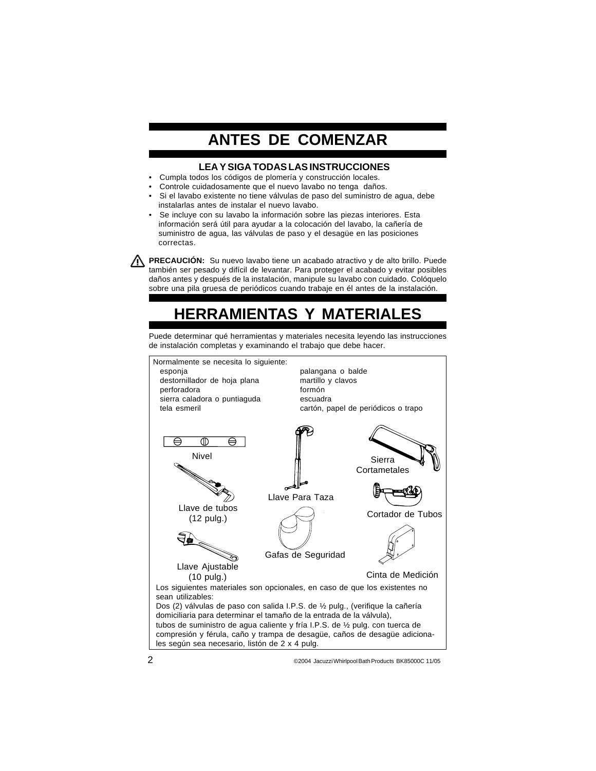# ANTES DE COMENZAR

### LEA Y SIGA TODAS LAS INSTRUCCIONES

- Cumpla todos los códigos de plomería y construcción locales.
- Controle cuidadosamente que el nuevo lavabo no tenga daños.
- Si el lavabo existente no tiene válvulas de paso del suministro de agua, debe instalarlas antes de instalar el nuevo lavabo.
- Se incluye con su lavabo la información sobre las piezas interiores. Esta información será útil para ayudar a la colocación del lavabo, la cañería de suministro de agua, las válvulas de paso y el desagüe en las posiciones correctas.

⚠ **PRECAUCIÓN:** Su nuevo lavabo tiene un acabado atractivo y de alto brillo. Puede también ser pesado y difícil de levantar. Para proteger el acabado y evitar posibles daños antes y después de la instalación, manipule su lavabo con cuidado. Colóquelo sobre una pila gruesa de periódicos cuando trabaje en él antes de la instalación.

# HERRAMIENTAS Y MATERIALES

Puede determinar qué herramientas y materiales necesita leyendo las instrucciones de instalación completas y examinando el trabajo que debe hacer.

Normalmente se necesita lo siguiente:

| | |
|---|---|
| esponja | palangana o balde |
| destornillador de hoja plana | martillo y clavos |
| perforadora | formón |
| sierra caladora o puntiaguda | escuadra |
| tela esmeril | cartón, papel de periódicos o trapo |

Nivel

Llave de tubos (12 pulg.)

Llave Ajustable (10 pulg.)

Llave Para Taza

Gafas de Seguridad

Sierra Cortametales

Cortador de Tubos

Cinta de Medición

Los siguientes materiales son opcionales, en caso de que los existentes no sean utilizables:
Dos (2) válvulas de paso con salida I.P.S. de ½ pulg., (verifique la cañería domiciliaria para determinar el tamaño de la entrada de la válvula), tubos de suministro de agua caliente y fría I.P.S. de ½ pulg. con tuerca de compresión y férula, caño y trampa de desagüe, caños de desagüe adicionales según sea necesario, listón de 2 x 4 pulg.

©2004 Jacuzzi Whirlpool Bath Products BK85000C 11/05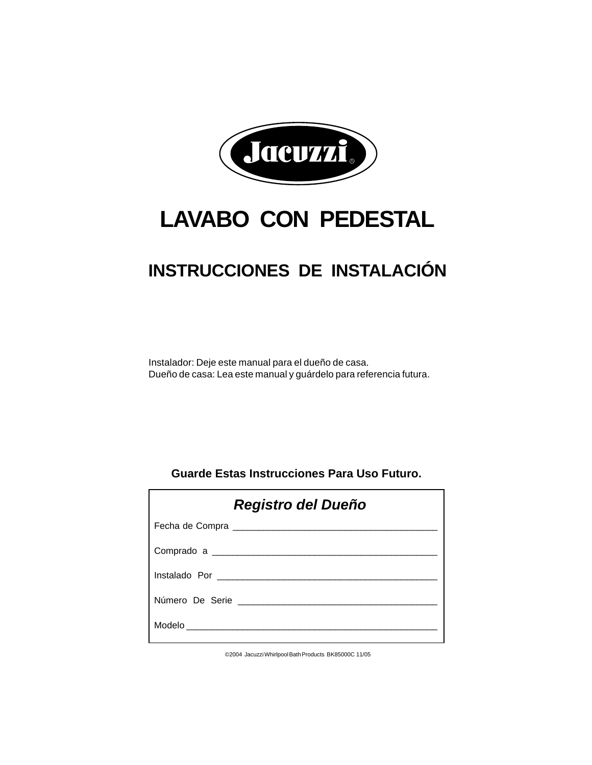Jacuzzi®

# LAVABO CON PEDESTAL

## INSTRUCCIONES DE INSTALACIÓN

Instalador: Deje este manual para el dueño de casa.
Dueño de casa: Lea este manual y guárdelo para referencia futura.

**Guarde Estas Instrucciones Para Uso Futuro.**

***Registro del Dueño***

Fecha de Compra ________________________________________

Comprado a ____________________________________________

Instalado Por ___________________________________________

Número De Serie ________________________________________

Modelo _________________________________________________

©2004 Jacuzzi Whirlpool Bath Products BK85000C 11/05